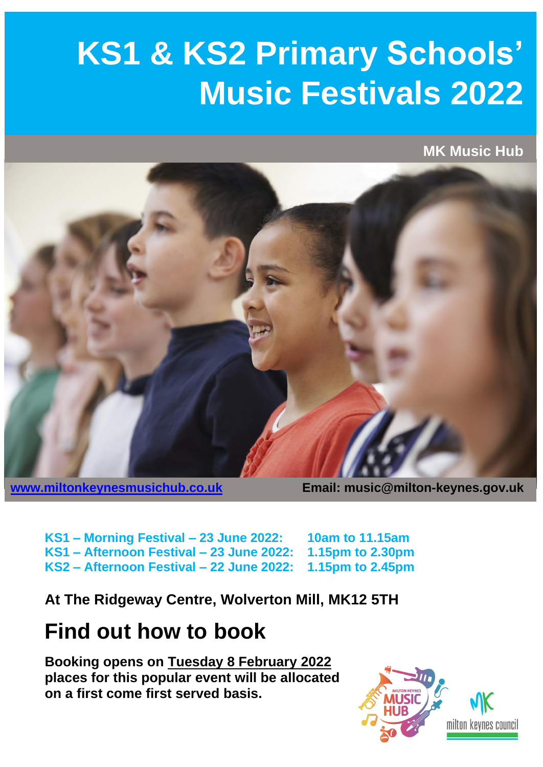# KS1 & KS2 Primary Schools' Music Festivals 2022

**MK Music Hub**

[www.miltonkeynesmusichub.co.uk](http://www.miltonkeynesmusichub.co.uk) **Email: music@milton-keynes.gov.uk**

**KS1 – Morning Festival – 23 June 2022: 10am to 11.15am**
**KS1 – Afternoon Festival – 23 June 2022: 1.15pm to 2.30pm**
**KS2 – Afternoon Festival – 22 June 2022: 1.15pm to 2.45pm**

**At The Ridgeway Centre, Wolverton Mill, MK12 5TH**

## Find out how to book

**Booking opens on Tuesday 8 February 2022 places for this popular event will be allocated on a first come first served basis.**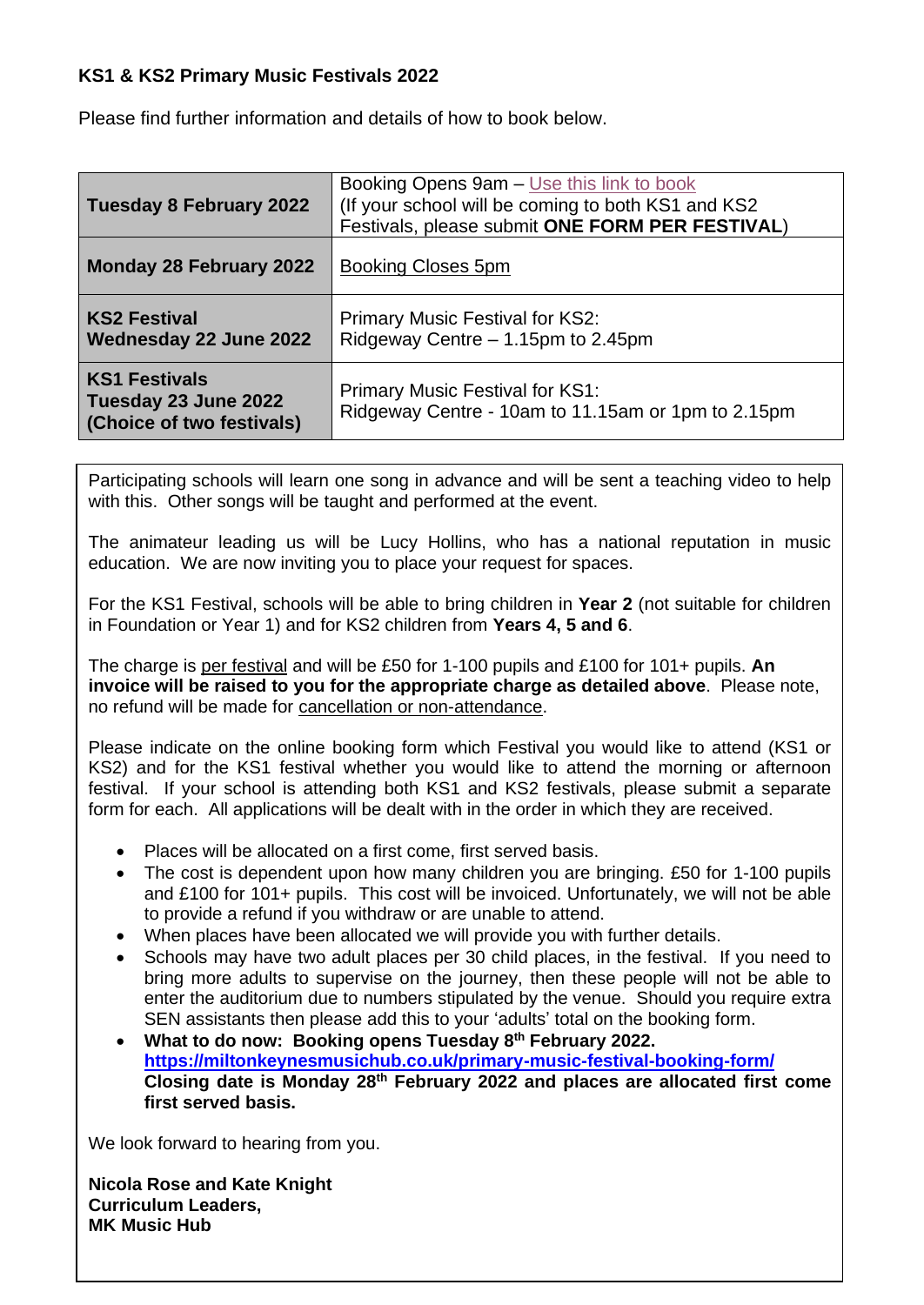**KS1 & KS2 Primary Music Festivals 2022**

Please find further information and details of how to book below.

| | |
|---|---|
| **Tuesday 8 February 2022** | Booking Opens 9am – Use this link to book (If your school will be coming to both KS1 and KS2 Festivals, please submit **ONE FORM PER FESTIVAL**) |
| **Monday 28 February 2022** | Booking Closes 5pm |
| **KS2 Festival Wednesday 22 June 2022** | Primary Music Festival for KS2: Ridgeway Centre – 1.15pm to 2.45pm |
| **KS1 Festivals Tuesday 23 June 2022 (Choice of two festivals)** | Primary Music Festival for KS1: Ridgeway Centre - 10am to 11.15am or 1pm to 2.15pm |

Participating schools will learn one song in advance and will be sent a teaching video to help with this. Other songs will be taught and performed at the event.

The animateur leading us will be Lucy Hollins, who has a national reputation in music education. We are now inviting you to place your request for spaces.

For the KS1 Festival, schools will be able to bring children in **Year 2** (not suitable for children in Foundation or Year 1) and for KS2 children from **Years 4, 5 and 6**.

The charge is per festival and will be £50 for 1-100 pupils and £100 for 101+ pupils. **An invoice will be raised to you for the appropriate charge as detailed above**. Please note, no refund will be made for cancellation or non-attendance.

Please indicate on the online booking form which Festival you would like to attend (KS1 or KS2) and for the KS1 festival whether you would like to attend the morning or afternoon festival. If your school is attending both KS1 and KS2 festivals, please submit a separate form for each. All applications will be dealt with in the order in which they are received.

- Places will be allocated on a first come, first served basis.
- The cost is dependent upon how many children you are bringing. £50 for 1-100 pupils and £100 for 101+ pupils. This cost will be invoiced. Unfortunately, we will not be able to provide a refund if you withdraw or are unable to attend.
- When places have been allocated we will provide you with further details.
- Schools may have two adult places per 30 child places, in the festival. If you need to bring more adults to supervise on the journey, then these people will not be able to enter the auditorium due to numbers stipulated by the venue. Should you require extra SEN assistants then please add this to your 'adults' total on the booking form.
- **What to do now: Booking opens Tuesday 8th February 2022.** **https://miltonkeynesmusichub.co.uk/primary-music-festival-booking-form/** **Closing date is Monday 28th February 2022 and places are allocated first come first served basis.**

We look forward to hearing from you.

**Nicola Rose and Kate Knight**
**Curriculum Leaders,**
**MK Music Hub**